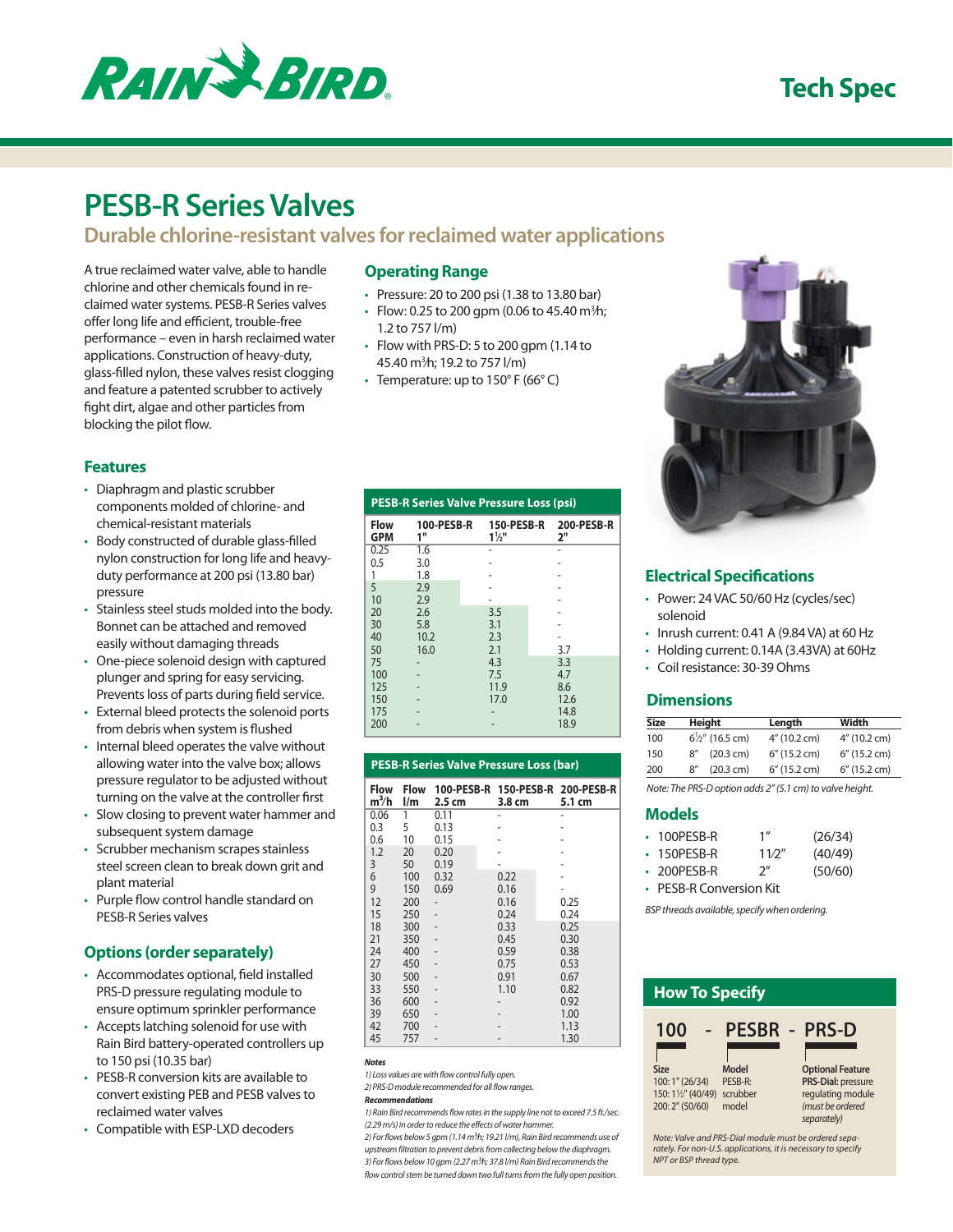# PESB-R Series Valves

## Durable chlorine-resistant valves for reclaimed water applications

A true reclaimed water valve, able to handle chlorine and other chemicals found in reclaimed water systems. PESB-R Series valves offer long life and efficient, trouble-free performance – even in harsh reclaimed water applications. Construction of heavy-duty, glass-filled nylon, these valves resist clogging and feature a patented scrubber to actively fight dirt, algae and other particles from blocking the pilot flow.

### Operating Range

- Pressure: 20 to 200 psi (1.38 to 13.80 bar)
- Flow: 0.25 to 200 gpm (0.06 to 45.40 m³/h; 1.2 to 757 l/m)
- Flow with PRS-D: 5 to 200 gpm (1.14 to 45.40 m³/h; 19.2 to 757 l/m)
- Temperature: up to 150° F (66° C)

### Features

- Diaphragm and plastic scrubber components molded of chlorine- and chemical-resistant materials
- Body constructed of durable glass-filled nylon construction for long life and heavy-duty performance at 200 psi (13.80 bar) pressure
- Stainless steel studs molded into the body. Bonnet can be attached and removed easily without damaging threads
- One-piece solenoid design with captured plunger and spring for easy servicing. Prevents loss of parts during field service.
- External bleed protects the solenoid ports from debris when system is flushed
- Internal bleed operates the valve without allowing water into the valve box; allows pressure regulator to be adjusted without turning on the valve at the controller first
- Slow closing to prevent water hammer and subsequent system damage
- Scrubber mechanism scrapes stainless steel screen clean to break down grit and plant material
- Purple flow control handle standard on PESB-R Series valves

### Options (order separately)

- Accommodates optional, field installed PRS-D pressure regulating module to ensure optimum sprinkler performance
- Accepts latching solenoid for use with Rain Bird battery-operated controllers up to 150 psi (10.35 bar)
- PESB-R conversion kits are available to convert existing PEB and PESB valves to reclaimed water valves
- Compatible with ESP-LXD decoders

### PESB-R Series Valve Pressure Loss (psi)

| Flow GPM | 100-PESB-R 1" | 150-PESB-R 1½" | 200-PESB-R 2" |
|---|---|---|---|
| 0.25 | 1.6 | - | - |
| 0.5 | 3.0 | - | - |
| 1 | 1.8 | - | - |
| 5 | 2.9 | - | - |
| 10 | 2.9 | - | - |
| 20 | 2.6 | 3.5 | - |
| 30 | 5.8 | 3.1 | - |
| 40 | 10.2 | 2.3 | - |
| 50 | 16.0 | 2.1 | 3.7 |
| 75 | - | 4.3 | 3.3 |
| 100 | - | 7.5 | 4.7 |
| 125 | - | 11.9 | 8.6 |
| 150 | - | 17.0 | 12.6 |
| 175 | - | - | 14.8 |
| 200 | - | - | 18.9 |

### PESB-R Series Valve Pressure Loss (bar)

| Flow m³/h | Flow l/m | 100-PESB-R 2.5 cm | 150-PESB-R 3.8 cm | 200-PESB-R 5.1 cm |
|---|---|---|---|---|
| 0.06 | 1 | 0.11 | - | - |
| 0.3 | 5 | 0.13 | - | - |
| 0.6 | 10 | 0.15 | - | - |
| 1.2 | 20 | 0.20 | - | - |
| 3 | 50 | 0.19 | - | - |
| 6 | 100 | 0.32 | 0.22 | - |
| 9 | 150 | 0.69 | 0.16 | - |
| 12 | 200 | - | 0.16 | 0.25 |
| 15 | 250 | - | 0.24 | 0.24 |
| 18 | 300 | - | 0.33 | 0.25 |
| 21 | 350 | - | 0.45 | 0.30 |
| 24 | 400 | - | 0.59 | 0.38 |
| 27 | 450 | - | 0.75 | 0.53 |
| 30 | 500 | - | 0.91 | 0.67 |
| 33 | 550 | - | 1.10 | 0.82 |
| 36 | 600 | - | - | 0.92 |
| 39 | 650 | - | - | 1.00 |
| 42 | 700 | - | - | 1.13 |
| 45 | 757 | - | - | 1.30 |

***Notes***

*1) Loss values are with flow control fully open.*
*2) PRS-D module recommended for all flow ranges.*

***Recommendations***

*1) Rain Bird recommends flow rates in the supply line not to exceed 7.5 ft./sec. (2.29 m/s) in order to reduce the effects of water hammer.*
*2) For flows below 5 gpm (1.14 m³/h; 19.21 l/m), Rain Bird recommends use of upstream filtration to prevent debris from collecting below the diaphragm.*
*3) For flows below 10 gpm (2.27 m³/h; 37.8 l/m) Rain Bird recommends the flow control stem be turned down two full turns from the fully open position.*

### Electrical Specifications

- Power: 24 VAC 50/60 Hz (cycles/sec) solenoid
- Inrush current: 0.41 A (9.84 VA) at 60 Hz
- Holding current: 0.14A (3.43VA) at 60Hz
- Coil resistance: 30-39 Ohms

### Dimensions

| Size | Height | Length | Width |
|---|---|---|---|
| 100 | 6½" (16.5 cm) | 4" (10.2 cm) | 4" (10.2 cm) |
| 150 | 8" (20.3 cm) | 6" (15.2 cm) | 6" (15.2 cm) |
| 200 | 8" (20.3 cm) | 6" (15.2 cm) | 6" (15.2 cm) |

*Note: The PRS-D option adds 2" (5.1 cm) to valve height.*

### Models

- 100PESB-R 1" (26/34)
- 150PESB-R 1½" (40/49)
- 200PESB-R 2" (50/60)
- PESB-R Conversion Kit

*BSP threads available, specify when ordering.*

### How To Specify

**100 - PESBR - PRS-D**

**Size**
100: 1" (26/34)
150: 1½" (40/49)
200: 2" (50/60)

**Model**
PESB-R: scrubber model

**Optional Feature**
**PRS-Dial:** pressure regulating module *(must be ordered separately)*

*Note: Valve and PRS-Dial module must be ordered separately. For non-U.S. applications, it is necessary to specify NPT or BSP thread type.*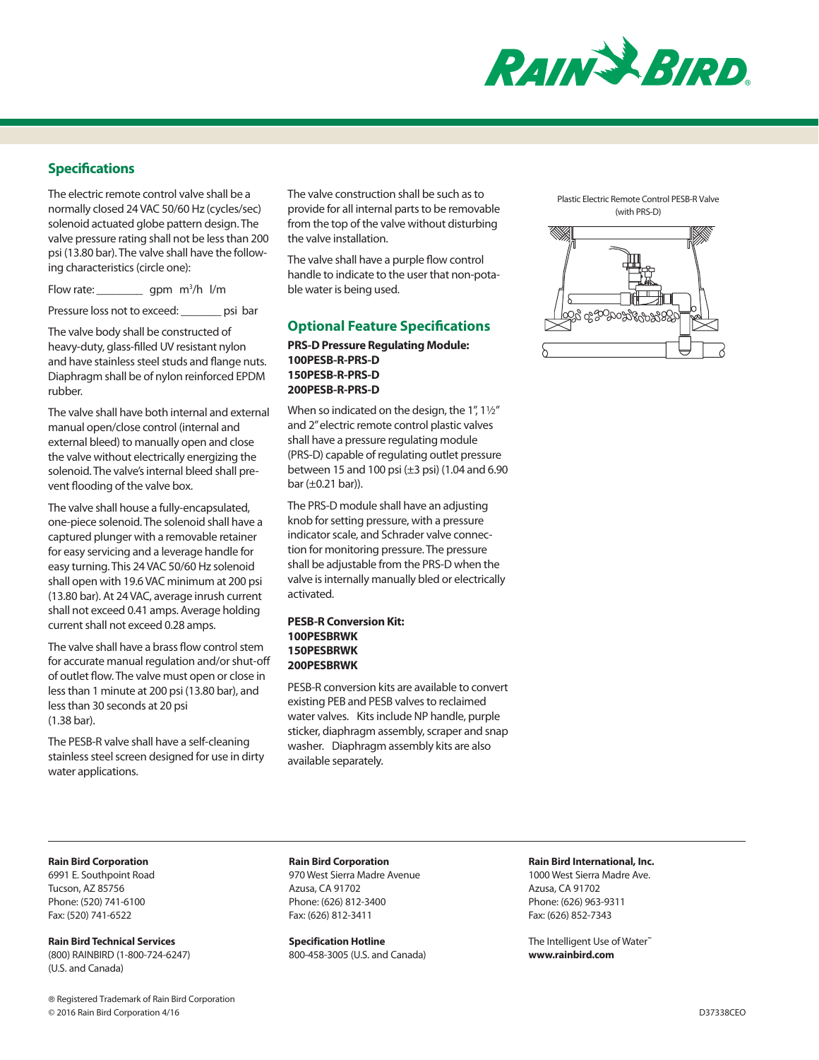## Specifications

The electric remote control valve shall be a normally closed 24 VAC 50/60 Hz (cycles/sec) solenoid actuated globe pattern design. The valve pressure rating shall not be less than 200 psi (13.80 bar). The valve shall have the following characteristics (circle one):

Flow rate: ________ gpm $m^3/h$ l/m

Pressure loss not to exceed: _______ psi bar

The valve body shall be constructed of heavy-duty, glass-filled UV resistant nylon and have stainless steel studs and flange nuts. Diaphragm shall be of nylon reinforced EPDM rubber.

The valve shall have both internal and external manual open/close control (internal and external bleed) to manually open and close the valve without electrically energizing the solenoid. The valve's internal bleed shall prevent flooding of the valve box.

The valve shall house a fully-encapsulated, one-piece solenoid. The solenoid shall have a captured plunger with a removable retainer for easy servicing and a leverage handle for easy turning. This 24 VAC 50/60 Hz solenoid shall open with 19.6 VAC minimum at 200 psi (13.80 bar). At 24 VAC, average inrush current shall not exceed 0.41 amps. Average holding current shall not exceed 0.28 amps.

The valve shall have a brass flow control stem for accurate manual regulation and/or shut-off of outlet flow. The valve must open or close in less than 1 minute at 200 psi (13.80 bar), and less than 30 seconds at 20 psi (1.38 bar).

The PESB-R valve shall have a self-cleaning stainless steel screen designed for use in dirty water applications.

The valve construction shall be such as to provide for all internal parts to be removable from the top of the valve without disturbing the valve installation.

The valve shall have a purple flow control handle to indicate to the user that non-potable water is being used.

## Optional Feature Specifications

**PRS-D Pressure Regulating Module:**
**100PESB-R-PRS-D**
**150PESB-R-PRS-D**
**200PESB-R-PRS-D**

When so indicated on the design, the 1", 1½" and 2" electric remote control plastic valves shall have a pressure regulating module (PRS-D) capable of regulating outlet pressure between 15 and 100 psi (±3 psi) (1.04 and 6.90 bar (±0.21 bar)).

The PRS-D module shall have an adjusting knob for setting pressure, with a pressure indicator scale, and Schrader valve connection for monitoring pressure. The pressure shall be adjustable from the PRS-D when the valve is internally manually bled or electrically activated.

**PESB-R Conversion Kit:**
**100PESBRWK**
**150PESBRWK**
**200PESBRWK**

PESB-R conversion kits are available to convert existing PEB and PESB valves to reclaimed water valves. Kits include NP handle, purple sticker, diaphragm assembly, scraper and snap washer. Diaphragm assembly kits are also available separately.

Plastic Electric Remote Control PESB-R Valve (with PRS-D)

---

**Rain Bird Corporation**
6991 E. Southpoint Road
Tucson, AZ 85756
Phone: (520) 741-6100
Fax: (520) 741-6522

**Rain Bird Technical Services**
(800) RAINBIRD (1-800-724-6247)
(U.S. and Canada)

**Rain Bird Corporation**
970 West Sierra Madre Avenue
Azusa, CA 91702
Phone: (626) 812-3400
Fax: (626) 812-3411

**Specification Hotline**
800-458-3005 (U.S. and Canada)

**Rain Bird International, Inc.**
1000 West Sierra Madre Ave.
Azusa, CA 91702
Phone: (626) 963-9311
Fax: (626) 852-7343

The Intelligent Use of Water™
**www.rainbird.com**

® Registered Trademark of Rain Bird Corporation
© 2016 Rain Bird Corporation 4/16

D37338CEO